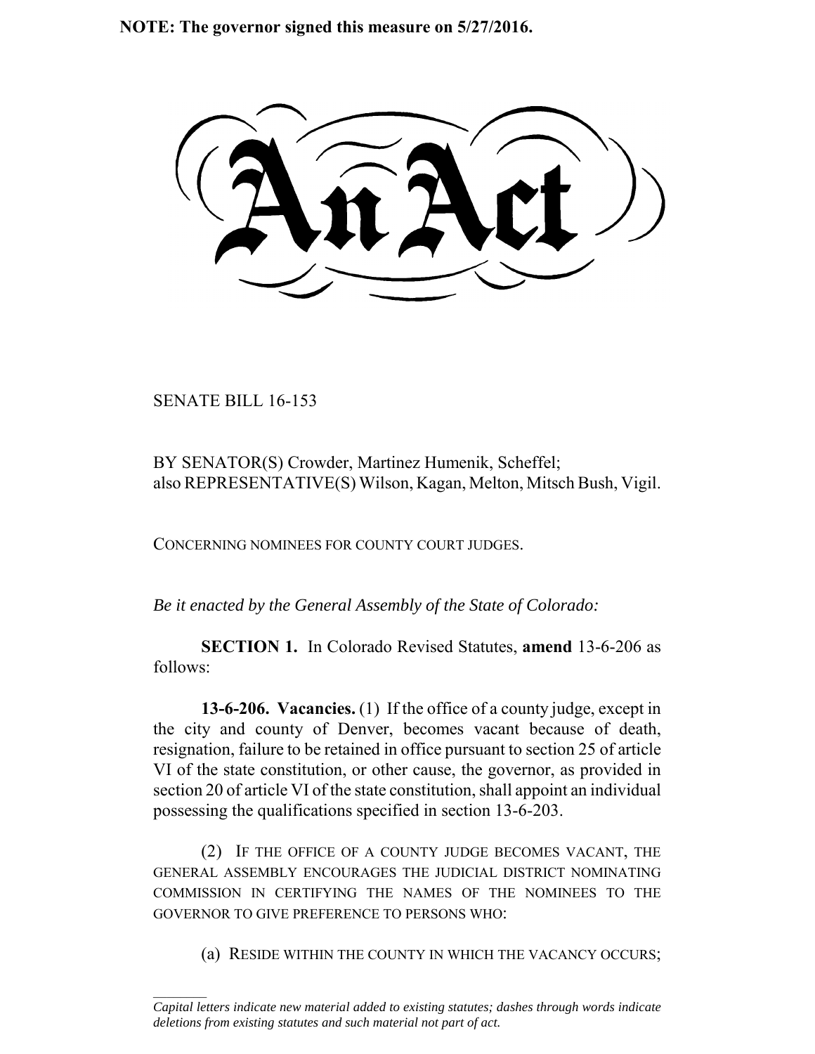**NOTE: The governor signed this measure on 5/27/2016.**

# An Act

SENATE BILL 16-153

BY SENATOR(S) Crowder, Martinez Humenik, Scheffel;
also REPRESENTATIVE(S) Wilson, Kagan, Melton, Mitsch Bush, Vigil.

CONCERNING NOMINEES FOR COUNTY COURT JUDGES.

*Be it enacted by the General Assembly of the State of Colorado:*

**SECTION 1.** In Colorado Revised Statutes, **amend** 13-6-206 as follows:

**13-6-206. Vacancies.** (1) If the office of a county judge, except in the city and county of Denver, becomes vacant because of death, resignation, failure to be retained in office pursuant to section 25 of article VI of the state constitution, or other cause, the governor, as provided in section 20 of article VI of the state constitution, shall appoint an individual possessing the qualifications specified in section 13-6-203.

(2) IF THE OFFICE OF A COUNTY JUDGE BECOMES VACANT, THE GENERAL ASSEMBLY ENCOURAGES THE JUDICIAL DISTRICT NOMINATING COMMISSION IN CERTIFYING THE NAMES OF THE NOMINEES TO THE GOVERNOR TO GIVE PREFERENCE TO PERSONS WHO:

(a) RESIDE WITHIN THE COUNTY IN WHICH THE VACANCY OCCURS;

---

*Capital letters indicate new material added to existing statutes; dashes through words indicate deletions from existing statutes and such material not part of act.*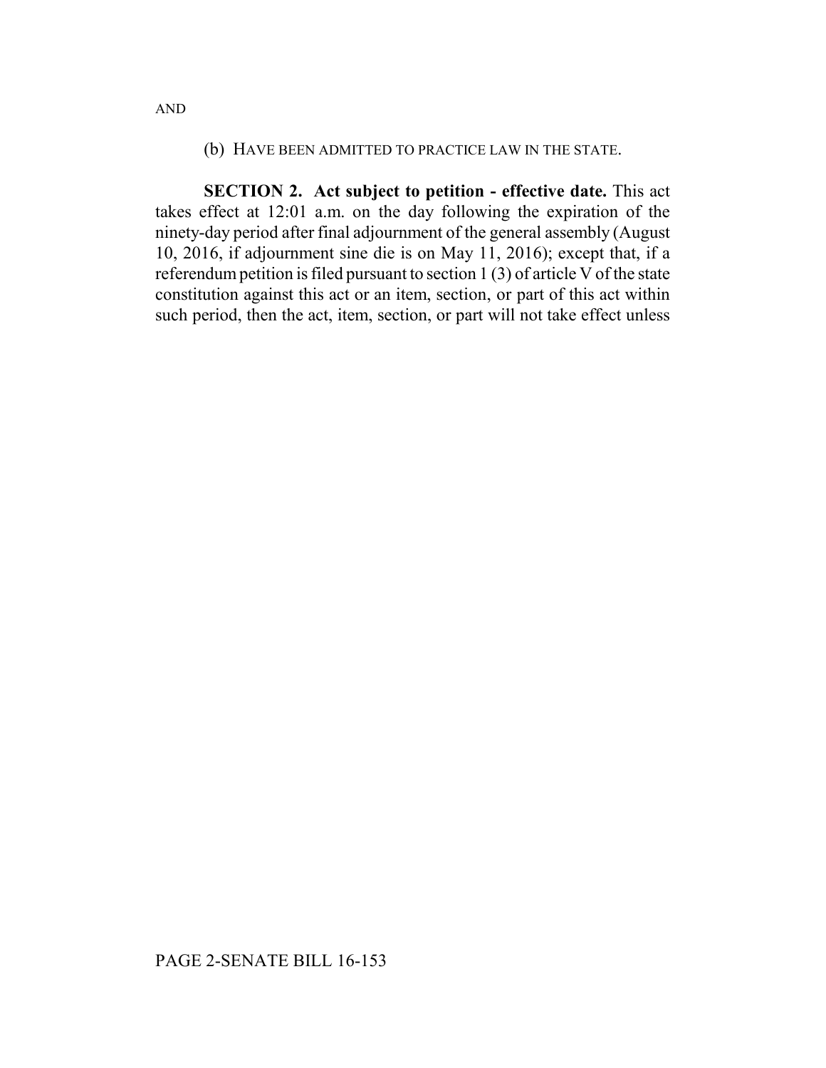AND

(b) HAVE BEEN ADMITTED TO PRACTICE LAW IN THE STATE.

**SECTION 2. Act subject to petition - effective date.** This act takes effect at 12:01 a.m. on the day following the expiration of the ninety-day period after final adjournment of the general assembly (August 10, 2016, if adjournment sine die is on May 11, 2016); except that, if a referendum petition is filed pursuant to section 1 (3) of article V of the state constitution against this act or an item, section, or part of this act within such period, then the act, item, section, or part will not take effect unless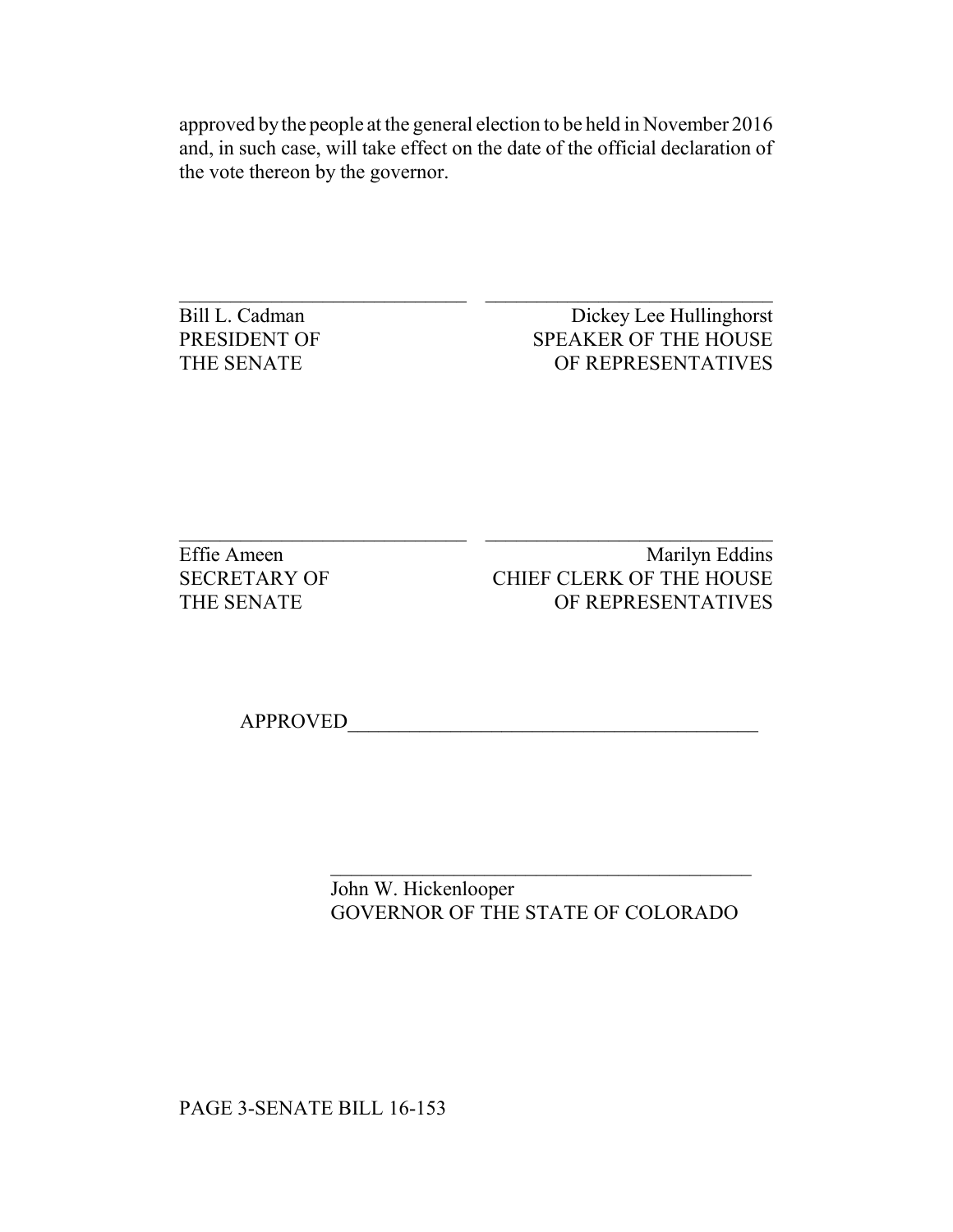approved by the people at the general election to be held in November 2016 and, in such case, will take effect on the date of the official declaration of the vote thereon by the governor.

| | |
|---|---|
| \_\_\_\_\_\_\_\_\_\_\_\_\_\_\_\_\_\_\_\_\_\_\_\_\_\_\_\_ | \_\_\_\_\_\_\_\_\_\_\_\_\_\_\_\_\_\_\_\_\_\_\_\_\_\_\_\_ |
| Bill L. Cadman<br>PRESIDENT OF<br>THE SENATE | Dickey Lee Hullinghorst<br>SPEAKER OF THE HOUSE<br>OF REPRESENTATIVES |
| \_\_\_\_\_\_\_\_\_\_\_\_\_\_\_\_\_\_\_\_\_\_\_\_\_\_\_\_ | \_\_\_\_\_\_\_\_\_\_\_\_\_\_\_\_\_\_\_\_\_\_\_\_\_\_\_\_ |
| Effie Ameen<br>SECRETARY OF<br>THE SENATE | Marilyn Eddins<br>CHIEF CLERK OF THE HOUSE<br>OF REPRESENTATIVES |

APPROVED\_\_\_\_\_\_\_\_\_\_\_\_\_\_\_\_\_\_\_\_\_\_\_\_\_\_\_\_\_\_\_\_\_\_\_\_\_\_\_\_

\_\_\_\_\_\_\_\_\_\_\_\_\_\_\_\_\_\_\_\_\_\_\_\_\_\_\_\_\_\_\_\_\_\_\_\_\_\_\_\_

John W. Hickenlooper
GOVERNOR OF THE STATE OF COLORADO

PAGE 3-SENATE BILL 16-153